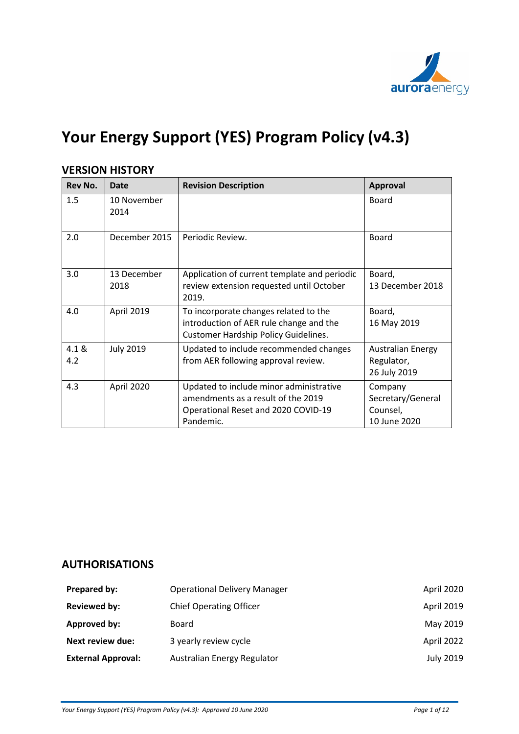# Your Energy Support (YES) Program Policy (v4.3)

## VERSION HISTORY

| Rev No. | Date | Revision Description | Approval |
|---|---|---|---|
| 1.5 | 10 November 2014 | | Board |
| 2.0 | December 2015 | Periodic Review. | Board |
| 3.0 | 13 December 2018 | Application of current template and periodic review extension requested until October 2019. | Board, 13 December 2018 |
| 4.0 | April 2019 | To incorporate changes related to the introduction of AER rule change and the Customer Hardship Policy Guidelines. | Board, 16 May 2019 |
| 4.1 & 4.2 | July 2019 | Updated to include recommended changes from AER following approval review. | Australian Energy Regulator, 26 July 2019 |
| 4.3 | April 2020 | Updated to include minor administrative amendments as a result of the 2019 Operational Reset and 2020 COVID-19 Pandemic. | Company Secretary/General Counsel, 10 June 2020 |

## AUTHORISATIONS

| | | |
|---|---|---|
| **Prepared by:** | Operational Delivery Manager | April 2020 |
| **Reviewed by:** | Chief Operating Officer | April 2019 |
| **Approved by:** | Board | May 2019 |
| **Next review due:** | 3 yearly review cycle | April 2022 |
| **External Approval:** | Australian Energy Regulator | July 2019 |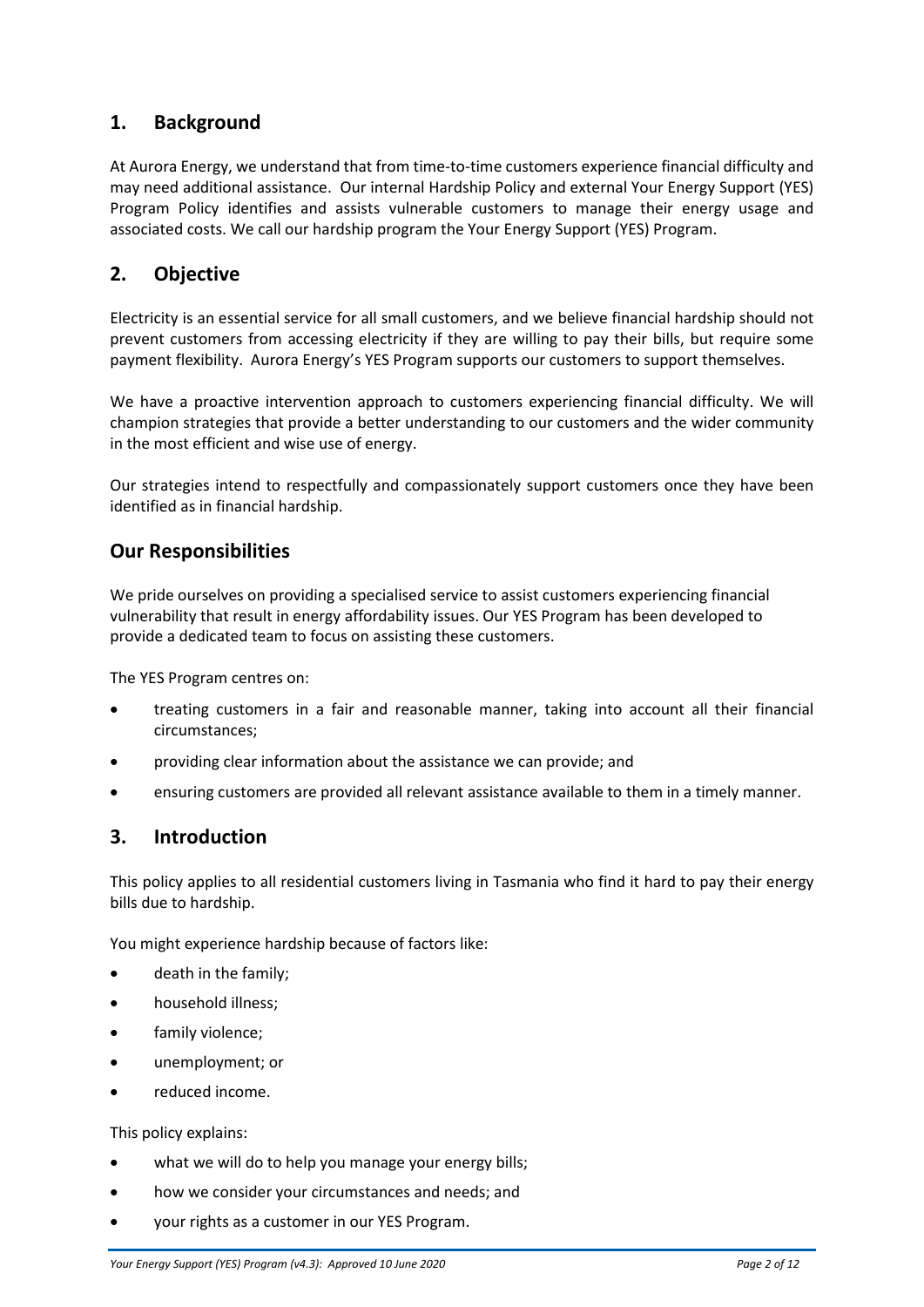## 1. Background

At Aurora Energy, we understand that from time-to-time customers experience financial difficulty and may need additional assistance. Our internal Hardship Policy and external Your Energy Support (YES) Program Policy identifies and assists vulnerable customers to manage their energy usage and associated costs. We call our hardship program the Your Energy Support (YES) Program.

## 2. Objective

Electricity is an essential service for all small customers, and we believe financial hardship should not prevent customers from accessing electricity if they are willing to pay their bills, but require some payment flexibility. Aurora Energy's YES Program supports our customers to support themselves.

We have a proactive intervention approach to customers experiencing financial difficulty. We will champion strategies that provide a better understanding to our customers and the wider community in the most efficient and wise use of energy.

Our strategies intend to respectfully and compassionately support customers once they have been identified as in financial hardship.

## Our Responsibilities

We pride ourselves on providing a specialised service to assist customers experiencing financial vulnerability that result in energy affordability issues. Our YES Program has been developed to provide a dedicated team to focus on assisting these customers.

The YES Program centres on:

- treating customers in a fair and reasonable manner, taking into account all their financial circumstances;
- providing clear information about the assistance we can provide; and
- ensuring customers are provided all relevant assistance available to them in a timely manner.

## 3. Introduction

This policy applies to all residential customers living in Tasmania who find it hard to pay their energy bills due to hardship.

You might experience hardship because of factors like:

- death in the family;
- household illness;
- family violence;
- unemployment; or
- reduced income.

This policy explains:

- what we will do to help you manage your energy bills;
- how we consider your circumstances and needs; and
- your rights as a customer in our YES Program.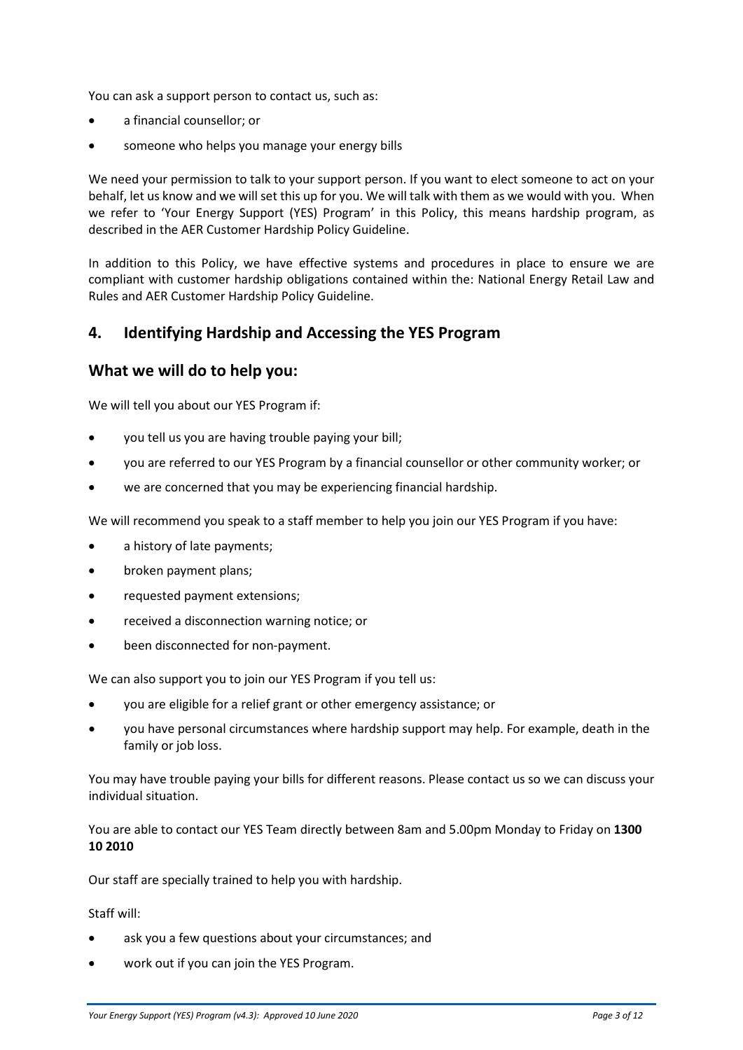You can ask a support person to contact us, such as:

- a financial counsellor; or
- someone who helps you manage your energy bills

We need your permission to talk to your support person. If you want to elect someone to act on your behalf, let us know and we will set this up for you. We will talk with them as we would with you. When we refer to 'Your Energy Support (YES) Program' in this Policy, this means hardship program, as described in the AER Customer Hardship Policy Guideline.

In addition to this Policy, we have effective systems and procedures in place to ensure we are compliant with customer hardship obligations contained within the: National Energy Retail Law and Rules and AER Customer Hardship Policy Guideline.

## 4. Identifying Hardship and Accessing the YES Program

## What we will do to help you:

We will tell you about our YES Program if:

- you tell us you are having trouble paying your bill;
- you are referred to our YES Program by a financial counsellor or other community worker; or
- we are concerned that you may be experiencing financial hardship.

We will recommend you speak to a staff member to help you join our YES Program if you have:

- a history of late payments;
- broken payment plans;
- requested payment extensions;
- received a disconnection warning notice; or
- been disconnected for non-payment.

We can also support you to join our YES Program if you tell us:

- you are eligible for a relief grant or other emergency assistance; or
- you have personal circumstances where hardship support may help. For example, death in the family or job loss.

You may have trouble paying your bills for different reasons. Please contact us so we can discuss your individual situation.

You are able to contact our YES Team directly between 8am and 5.00pm Monday to Friday on **1300 10 2010**

Our staff are specially trained to help you with hardship.

Staff will:

- ask you a few questions about your circumstances; and
- work out if you can join the YES Program.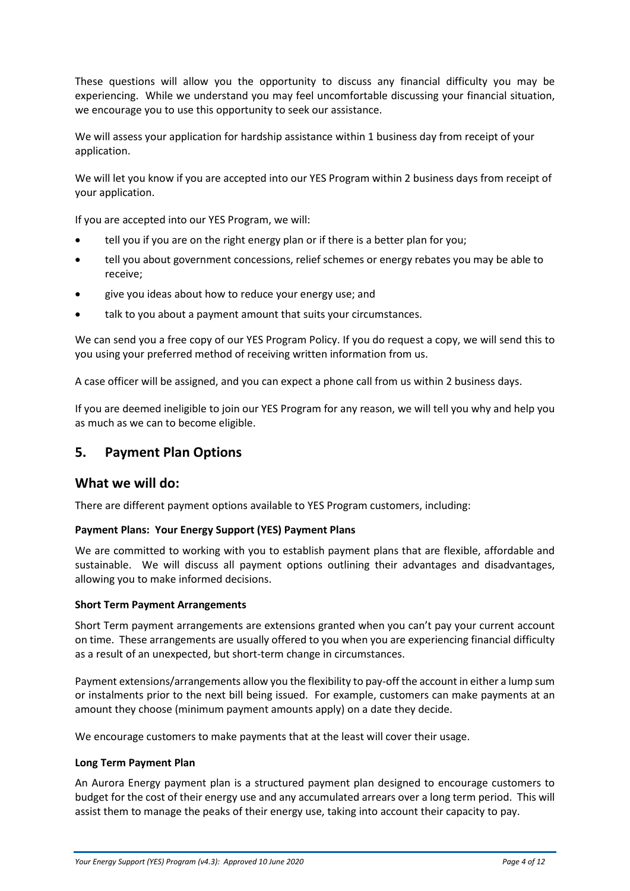These questions will allow you the opportunity to discuss any financial difficulty you may be experiencing. While we understand you may feel uncomfortable discussing your financial situation, we encourage you to use this opportunity to seek our assistance.

We will assess your application for hardship assistance within 1 business day from receipt of your application.

We will let you know if you are accepted into our YES Program within 2 business days from receipt of your application.

If you are accepted into our YES Program, we will:

- tell you if you are on the right energy plan or if there is a better plan for you;
- tell you about government concessions, relief schemes or energy rebates you may be able to receive;
- give you ideas about how to reduce your energy use; and
- talk to you about a payment amount that suits your circumstances.

We can send you a free copy of our YES Program Policy. If you do request a copy, we will send this to you using your preferred method of receiving written information from us.

A case officer will be assigned, and you can expect a phone call from us within 2 business days.

If you are deemed ineligible to join our YES Program for any reason, we will tell you why and help you as much as we can to become eligible.

## 5. Payment Plan Options

## What we will do:

There are different payment options available to YES Program customers, including:

**Payment Plans: Your Energy Support (YES) Payment Plans**

We are committed to working with you to establish payment plans that are flexible, affordable and sustainable. We will discuss all payment options outlining their advantages and disadvantages, allowing you to make informed decisions.

**Short Term Payment Arrangements**

Short Term payment arrangements are extensions granted when you can't pay your current account on time. These arrangements are usually offered to you when you are experiencing financial difficulty as a result of an unexpected, but short-term change in circumstances.

Payment extensions/arrangements allow you the flexibility to pay-off the account in either a lump sum or instalments prior to the next bill being issued. For example, customers can make payments at an amount they choose (minimum payment amounts apply) on a date they decide.

We encourage customers to make payments that at the least will cover their usage.

**Long Term Payment Plan**

An Aurora Energy payment plan is a structured payment plan designed to encourage customers to budget for the cost of their energy use and any accumulated arrears over a long term period. This will assist them to manage the peaks of their energy use, taking into account their capacity to pay.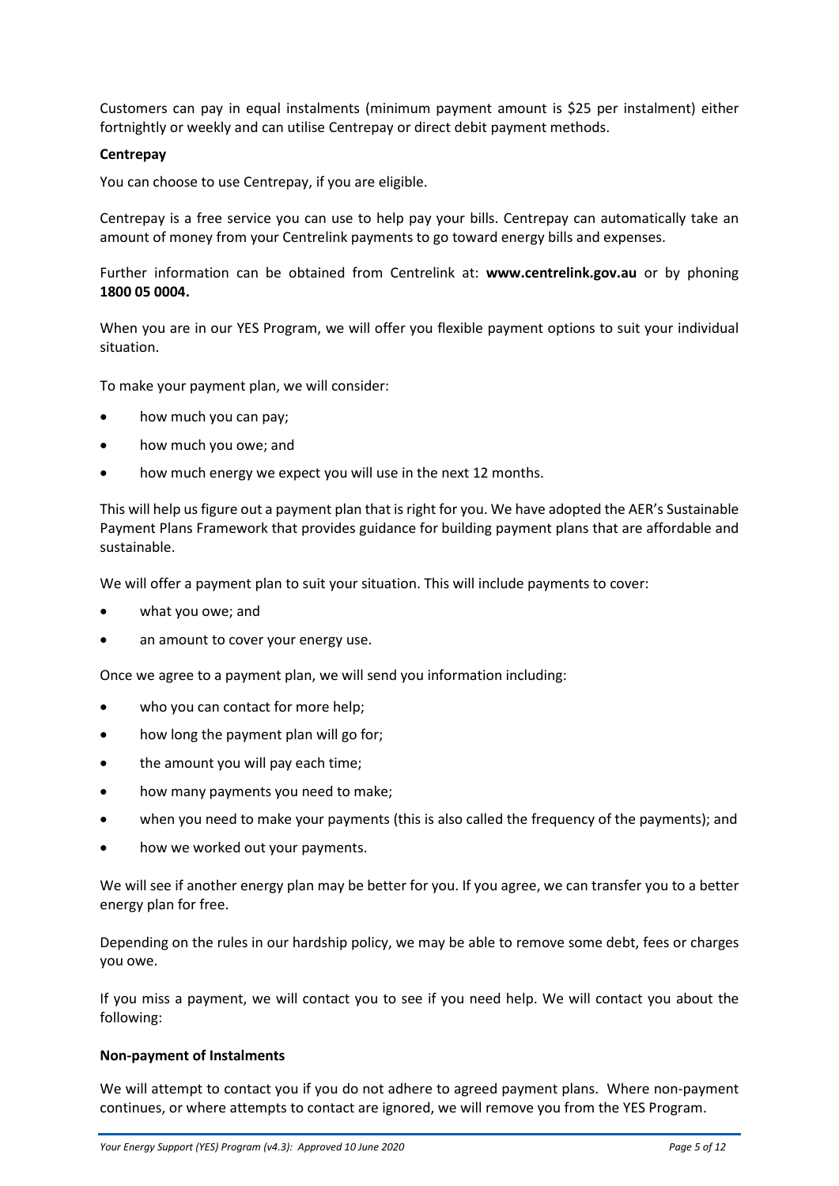Customers can pay in equal instalments (minimum payment amount is $25 per instalment) either fortnightly or weekly and can utilise Centrepay or direct debit payment methods.

**Centrepay**

You can choose to use Centrepay, if you are eligible.

Centrepay is a free service you can use to help pay your bills. Centrepay can automatically take an amount of money from your Centrelink payments to go toward energy bills and expenses.

Further information can be obtained from Centrelink at: **www.centrelink.gov.au** or by phoning **1800 05 0004.**

When you are in our YES Program, we will offer you flexible payment options to suit your individual situation.

To make your payment plan, we will consider:

- how much you can pay;
- how much you owe; and
- how much energy we expect you will use in the next 12 months.

This will help us figure out a payment plan that is right for you. We have adopted the AER's Sustainable Payment Plans Framework that provides guidance for building payment plans that are affordable and sustainable.

We will offer a payment plan to suit your situation. This will include payments to cover:

- what you owe; and
- an amount to cover your energy use.

Once we agree to a payment plan, we will send you information including:

- who you can contact for more help;
- how long the payment plan will go for;
- the amount you will pay each time;
- how many payments you need to make;
- when you need to make your payments (this is also called the frequency of the payments); and
- how we worked out your payments.

We will see if another energy plan may be better for you. If you agree, we can transfer you to a better energy plan for free.

Depending on the rules in our hardship policy, we may be able to remove some debt, fees or charges you owe.

If you miss a payment, we will contact you to see if you need help. We will contact you about the following:

**Non-payment of Instalments**

We will attempt to contact you if you do not adhere to agreed payment plans. Where non-payment continues, or where attempts to contact are ignored, we will remove you from the YES Program.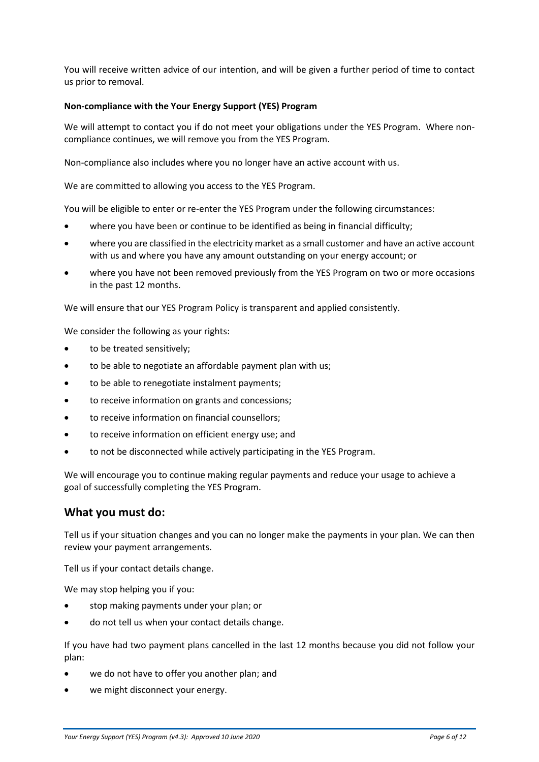You will receive written advice of our intention, and will be given a further period of time to contact us prior to removal.

**Non-compliance with the Your Energy Support (YES) Program**

We will attempt to contact you if do not meet your obligations under the YES Program. Where non-compliance continues, we will remove you from the YES Program.

Non-compliance also includes where you no longer have an active account with us.

We are committed to allowing you access to the YES Program.

You will be eligible to enter or re-enter the YES Program under the following circumstances:

- where you have been or continue to be identified as being in financial difficulty;
- where you are classified in the electricity market as a small customer and have an active account with us and where you have any amount outstanding on your energy account; or
- where you have not been removed previously from the YES Program on two or more occasions in the past 12 months.

We will ensure that our YES Program Policy is transparent and applied consistently.

We consider the following as your rights:

- to be treated sensitively;
- to be able to negotiate an affordable payment plan with us;
- to be able to renegotiate instalment payments;
- to receive information on grants and concessions;
- to receive information on financial counsellors;
- to receive information on efficient energy use; and
- to not be disconnected while actively participating in the YES Program.

We will encourage you to continue making regular payments and reduce your usage to achieve a goal of successfully completing the YES Program.

## What you must do:

Tell us if your situation changes and you can no longer make the payments in your plan. We can then review your payment arrangements.

Tell us if your contact details change.

We may stop helping you if you:

- stop making payments under your plan; or
- do not tell us when your contact details change.

If you have had two payment plans cancelled in the last 12 months because you did not follow your plan:

- we do not have to offer you another plan; and
- we might disconnect your energy.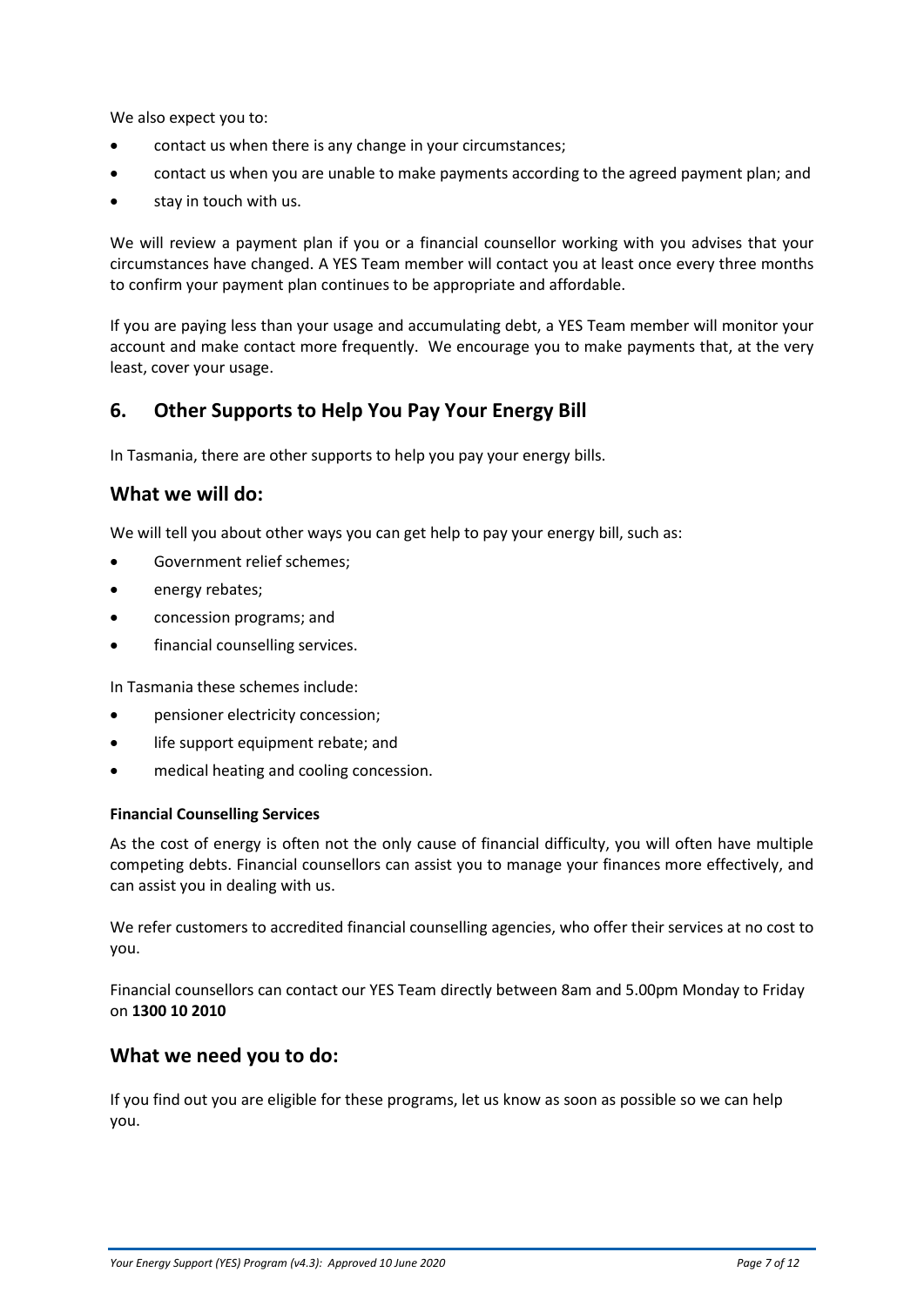We also expect you to:

- contact us when there is any change in your circumstances;
- contact us when you are unable to make payments according to the agreed payment plan; and
- stay in touch with us.

We will review a payment plan if you or a financial counsellor working with you advises that your circumstances have changed. A YES Team member will contact you at least once every three months to confirm your payment plan continues to be appropriate and affordable.

If you are paying less than your usage and accumulating debt, a YES Team member will monitor your account and make contact more frequently. We encourage you to make payments that, at the very least, cover your usage.

## 6. Other Supports to Help You Pay Your Energy Bill

In Tasmania, there are other supports to help you pay your energy bills.

## What we will do:

We will tell you about other ways you can get help to pay your energy bill, such as:

- Government relief schemes;
- energy rebates;
- concession programs; and
- financial counselling services.

In Tasmania these schemes include:

- pensioner electricity concession;
- life support equipment rebate; and
- medical heating and cooling concession.

#### Financial Counselling Services

As the cost of energy is often not the only cause of financial difficulty, you will often have multiple competing debts. Financial counsellors can assist you to manage your finances more effectively, and can assist you in dealing with us.

We refer customers to accredited financial counselling agencies, who offer their services at no cost to you.

Financial counsellors can contact our YES Team directly between 8am and 5.00pm Monday to Friday on **1300 10 2010**

## What we need you to do:

If you find out you are eligible for these programs, let us know as soon as possible so we can help you.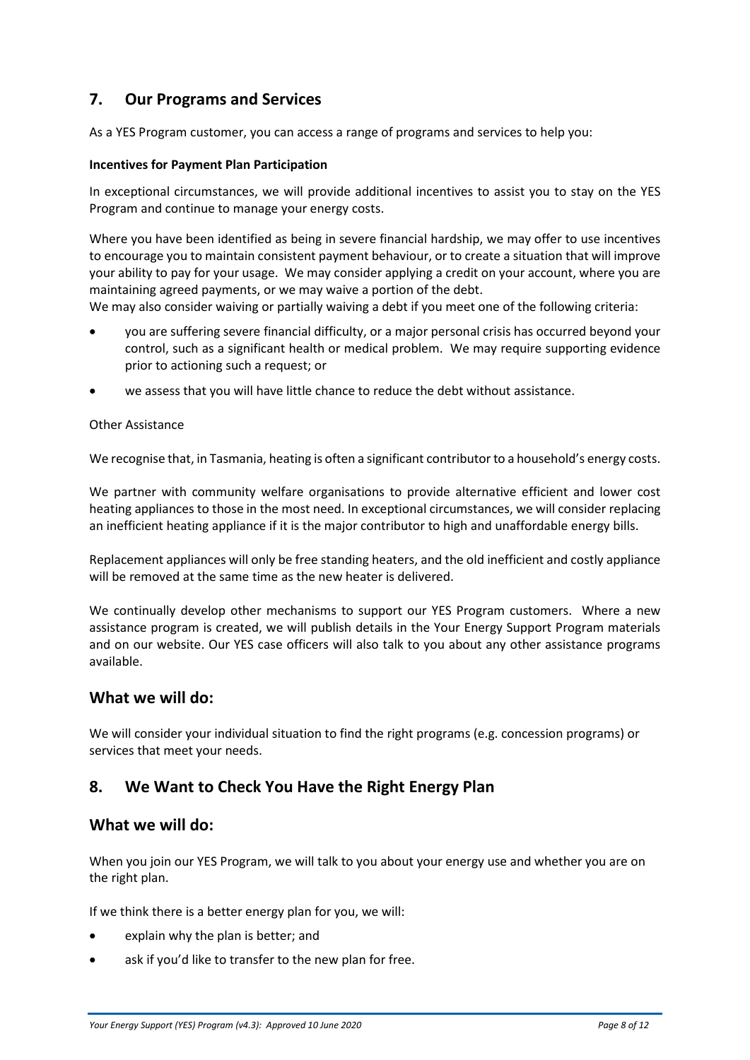## 7. Our Programs and Services

As a YES Program customer, you can access a range of programs and services to help you:

**Incentives for Payment Plan Participation**

In exceptional circumstances, we will provide additional incentives to assist you to stay on the YES Program and continue to manage your energy costs.

Where you have been identified as being in severe financial hardship, we may offer to use incentives to encourage you to maintain consistent payment behaviour, or to create a situation that will improve your ability to pay for your usage. We may consider applying a credit on your account, where you are maintaining agreed payments, or we may waive a portion of the debt.
We may also consider waiving or partially waiving a debt if you meet one of the following criteria:

- you are suffering severe financial difficulty, or a major personal crisis has occurred beyond your control, such as a significant health or medical problem. We may require supporting evidence prior to actioning such a request; or
- we assess that you will have little chance to reduce the debt without assistance.

Other Assistance

We recognise that, in Tasmania, heating is often a significant contributor to a household's energy costs.

We partner with community welfare organisations to provide alternative efficient and lower cost heating appliances to those in the most need. In exceptional circumstances, we will consider replacing an inefficient heating appliance if it is the major contributor to high and unaffordable energy bills.

Replacement appliances will only be free standing heaters, and the old inefficient and costly appliance will be removed at the same time as the new heater is delivered.

We continually develop other mechanisms to support our YES Program customers. Where a new assistance program is created, we will publish details in the Your Energy Support Program materials and on our website. Our YES case officers will also talk to you about any other assistance programs available.

### What we will do:

We will consider your individual situation to find the right programs (e.g. concession programs) or services that meet your needs.

## 8. We Want to Check You Have the Right Energy Plan

### What we will do:

When you join our YES Program, we will talk to you about your energy use and whether you are on the right plan.

If we think there is a better energy plan for you, we will:

- explain why the plan is better; and
- ask if you'd like to transfer to the new plan for free.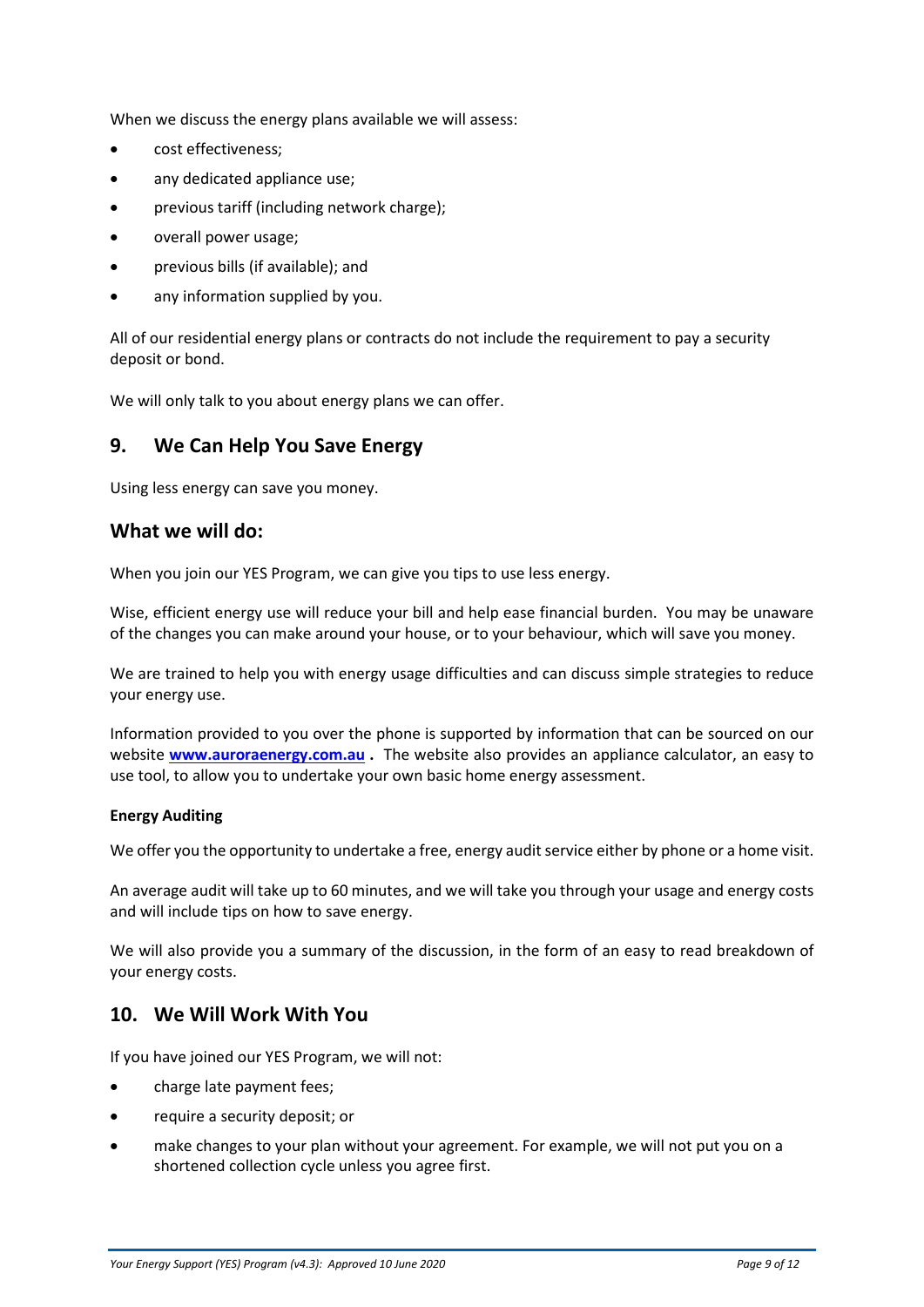When we discuss the energy plans available we will assess:

- cost effectiveness;
- any dedicated appliance use;
- previous tariff (including network charge);
- overall power usage;
- previous bills (if available); and
- any information supplied by you.

All of our residential energy plans or contracts do not include the requirement to pay a security deposit or bond.

We will only talk to you about energy plans we can offer.

## 9. We Can Help You Save Energy

Using less energy can save you money.

## What we will do:

When you join our YES Program, we can give you tips to use less energy.

Wise, efficient energy use will reduce your bill and help ease financial burden. You may be unaware of the changes you can make around your house, or to your behaviour, which will save you money.

We are trained to help you with energy usage difficulties and can discuss simple strategies to reduce your energy use.

Information provided to you over the phone is supported by information that can be sourced on our website **www.auroraenergy.com.au** **.** The website also provides an appliance calculator, an easy to use tool, to allow you to undertake your own basic home energy assessment.

**Energy Auditing**

We offer you the opportunity to undertake a free, energy audit service either by phone or a home visit.

An average audit will take up to 60 minutes, and we will take you through your usage and energy costs and will include tips on how to save energy.

We will also provide you a summary of the discussion, in the form of an easy to read breakdown of your energy costs.

## 10. We Will Work With You

If you have joined our YES Program, we will not:

- charge late payment fees;
- require a security deposit; or
- make changes to your plan without your agreement. For example, we will not put you on a shortened collection cycle unless you agree first.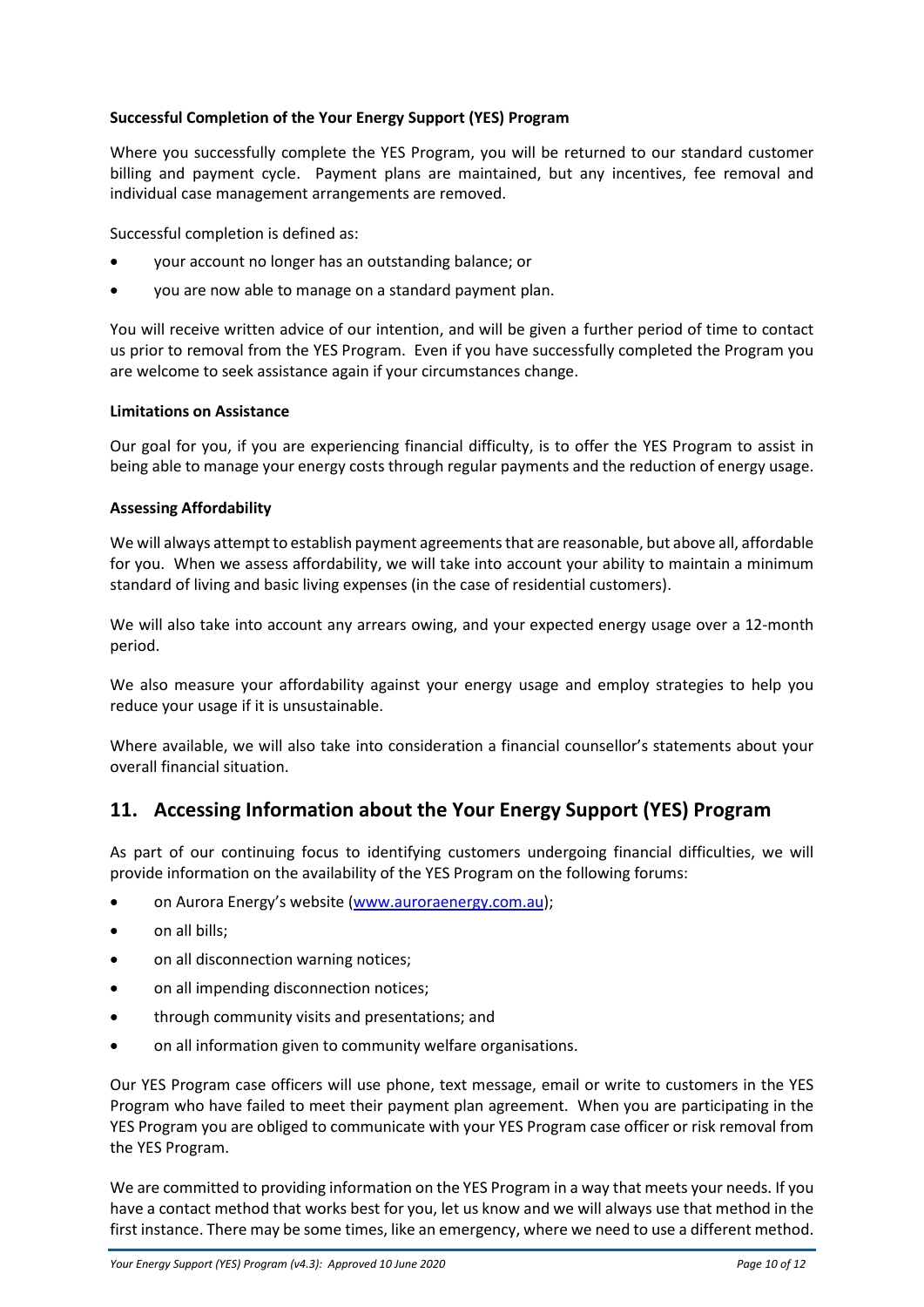**Successful Completion of the Your Energy Support (YES) Program**

Where you successfully complete the YES Program, you will be returned to our standard customer billing and payment cycle. Payment plans are maintained, but any incentives, fee removal and individual case management arrangements are removed.

Successful completion is defined as:

- your account no longer has an outstanding balance; or
- you are now able to manage on a standard payment plan.

You will receive written advice of our intention, and will be given a further period of time to contact us prior to removal from the YES Program. Even if you have successfully completed the Program you are welcome to seek assistance again if your circumstances change.

**Limitations on Assistance**

Our goal for you, if you are experiencing financial difficulty, is to offer the YES Program to assist in being able to manage your energy costs through regular payments and the reduction of energy usage.

**Assessing Affordability**

We will always attempt to establish payment agreements that are reasonable, but above all, affordable for you. When we assess affordability, we will take into account your ability to maintain a minimum standard of living and basic living expenses (in the case of residential customers).

We will also take into account any arrears owing, and your expected energy usage over a 12-month period.

We also measure your affordability against your energy usage and employ strategies to help you reduce your usage if it is unsustainable.

Where available, we will also take into consideration a financial counsellor's statements about your overall financial situation.

## 11. Accessing Information about the Your Energy Support (YES) Program

As part of our continuing focus to identifying customers undergoing financial difficulties, we will provide information on the availability of the YES Program on the following forums:

- on Aurora Energy's website (www.auroraenergy.com.au);
- on all bills;
- on all disconnection warning notices;
- on all impending disconnection notices;
- through community visits and presentations; and
- on all information given to community welfare organisations.

Our YES Program case officers will use phone, text message, email or write to customers in the YES Program who have failed to meet their payment plan agreement. When you are participating in the YES Program you are obliged to communicate with your YES Program case officer or risk removal from the YES Program.

We are committed to providing information on the YES Program in a way that meets your needs. If you have a contact method that works best for you, let us know and we will always use that method in the first instance. There may be some times, like an emergency, where we need to use a different method.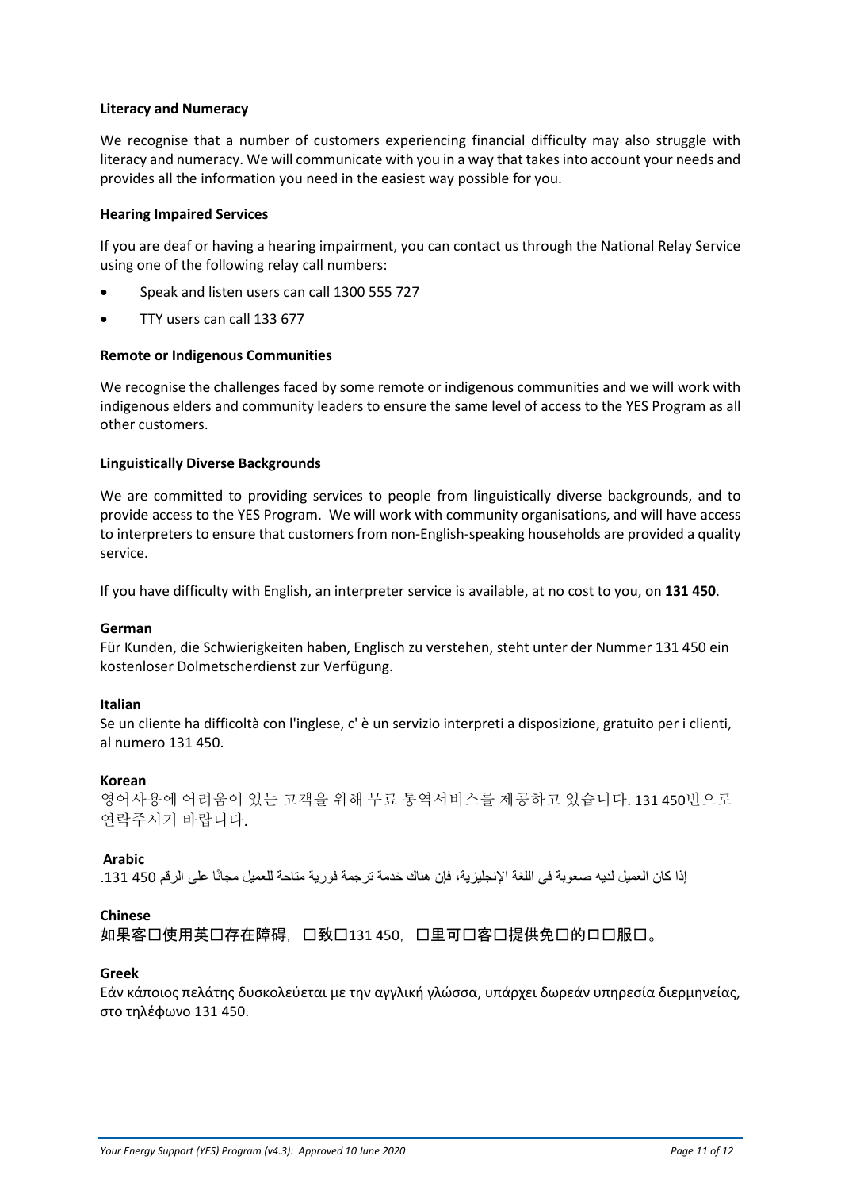**Literacy and Numeracy**

We recognise that a number of customers experiencing financial difficulty may also struggle with literacy and numeracy. We will communicate with you in a way that takes into account your needs and provides all the information you need in the easiest way possible for you.

**Hearing Impaired Services**

If you are deaf or having a hearing impairment, you can contact us through the National Relay Service using one of the following relay call numbers:

- Speak and listen users can call 1300 555 727
- TTY users can call 133 677

**Remote or Indigenous Communities**

We recognise the challenges faced by some remote or indigenous communities and we will work with indigenous elders and community leaders to ensure the same level of access to the YES Program as all other customers.

**Linguistically Diverse Backgrounds**

We are committed to providing services to people from linguistically diverse backgrounds, and to provide access to the YES Program. We will work with community organisations, and will have access to interpreters to ensure that customers from non-English-speaking households are provided a quality service.

If you have difficulty with English, an interpreter service is available, at no cost to you, on **131 450**.

**German**
Für Kunden, die Schwierigkeiten haben, Englisch zu verstehen, steht unter der Nummer 131 450 ein kostenloser Dolmetscherdienst zur Verfügung.

**Italian**
Se un cliente ha difficoltà con l'inglese, c' è un servizio interpreti a disposizione, gratuito per i clienti, al numero 131 450.

**Korean**
영어사용에 어려움이 있는 고객을 위해 무료 통역서비스를 제공하고 있습니다. 131 450번으로 연락주시기 바랍니다.

**Arabic**
إذا كان العميل لديه صعوبة في اللغة الإنجليزية، فإن هناك خدمة ترجمة فورية متاحة للعميل مجانًا على الرقم 450 131.

**Chinese**
如果客□使用英□存在障碍，□致□131 450，□里可□客□提供免□的□□服□。

**Greek**
Εάν κάποιος πελάτης δυσκολεύεται με την αγγλική γλώσσα, υπάρχει δωρεάν υπηρεσία διερμηνείας, στο τηλέφωνο 131 450.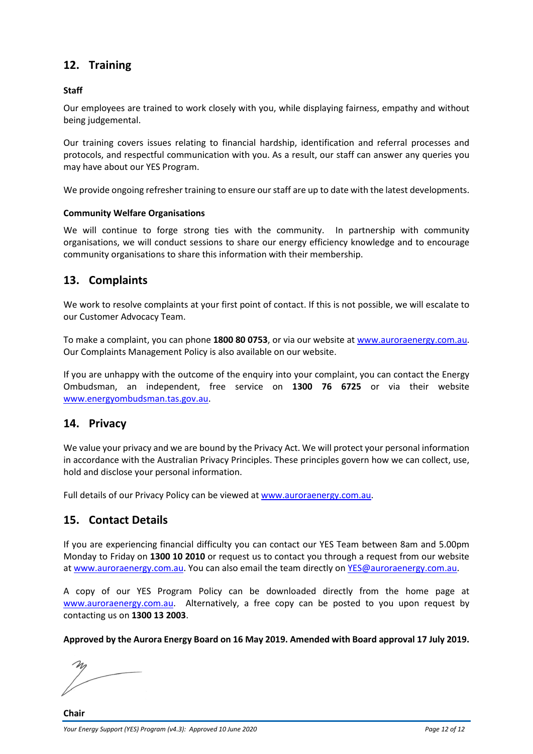## 12. Training

**Staff**

Our employees are trained to work closely with you, while displaying fairness, empathy and without being judgemental.

Our training covers issues relating to financial hardship, identification and referral processes and protocols, and respectful communication with you. As a result, our staff can answer any queries you may have about our YES Program.

We provide ongoing refresher training to ensure our staff are up to date with the latest developments.

**Community Welfare Organisations**

We will continue to forge strong ties with the community. In partnership with community organisations, we will conduct sessions to share our energy efficiency knowledge and to encourage community organisations to share this information with their membership.

## 13. Complaints

We work to resolve complaints at your first point of contact. If this is not possible, we will escalate to our Customer Advocacy Team.

To make a complaint, you can phone **1800 80 0753**, or via our website at www.auroraenergy.com.au. Our Complaints Management Policy is also available on our website.

If you are unhappy with the outcome of the enquiry into your complaint, you can contact the Energy Ombudsman, an independent, free service on **1300 76 6725** or via their website www.energyombudsman.tas.gov.au.

## 14. Privacy

We value your privacy and we are bound by the Privacy Act. We will protect your personal information in accordance with the Australian Privacy Principles. These principles govern how we can collect, use, hold and disclose your personal information.

Full details of our Privacy Policy can be viewed at www.auroraenergy.com.au.

## 15. Contact Details

If you are experiencing financial difficulty you can contact our YES Team between 8am and 5.00pm Monday to Friday on **1300 10 2010** or request us to contact you through a request from our website at www.auroraenergy.com.au. You can also email the team directly on YES@auroraenergy.com.au.

A copy of our YES Program Policy can be downloaded directly from the home page at www.auroraenergy.com.au. Alternatively, a free copy can be posted to you upon request by contacting us on **1300 13 2003**.

**Approved by the Aurora Energy Board on 16 May 2019. Amended with Board approval 17 July 2019.**

**Chair**